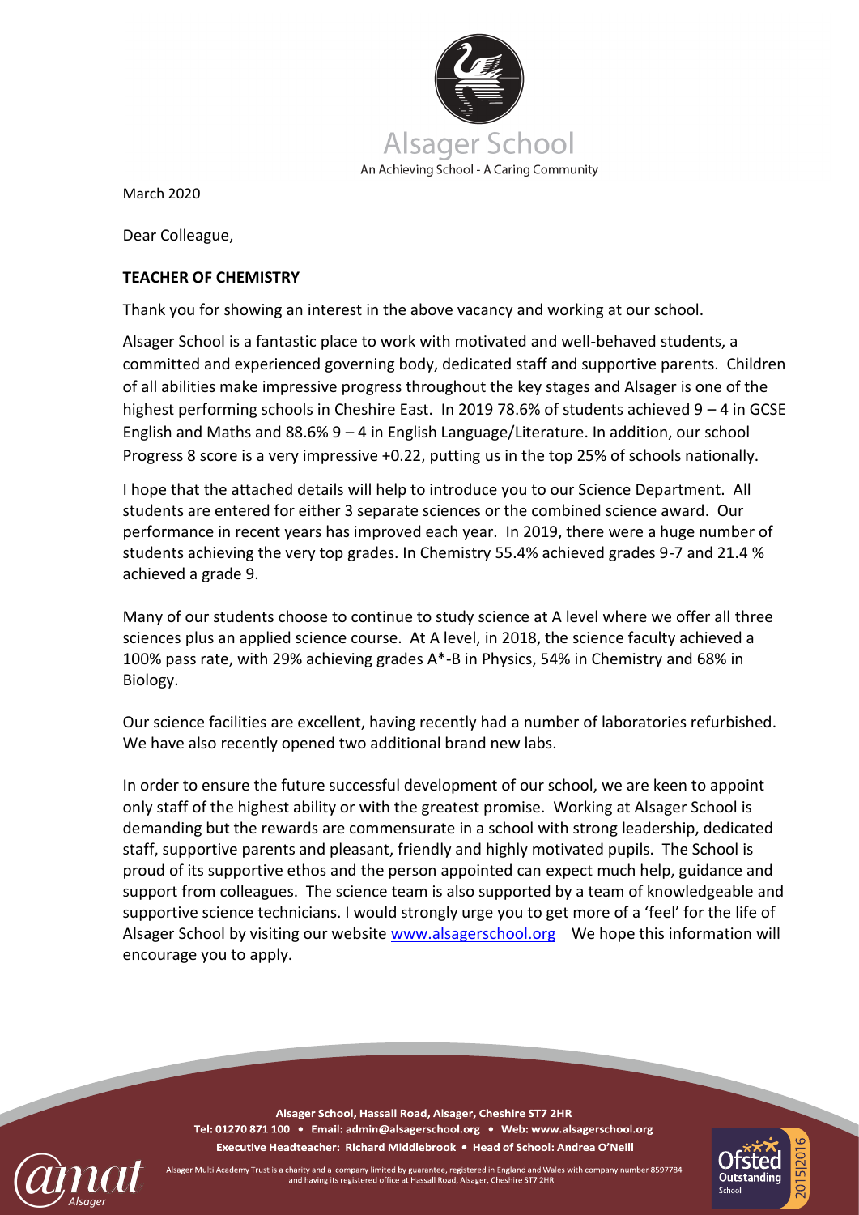Alsager School

An Achieving School - A Caring Community

March 2020

Dear Colleague,

**TEACHER OF CHEMISTRY**

Thank you for showing an interest in the above vacancy and working at our school.

Alsager School is a fantastic place to work with motivated and well-behaved students, a committed and experienced governing body, dedicated staff and supportive parents. Children of all abilities make impressive progress throughout the key stages and Alsager is one of the highest performing schools in Cheshire East. In 2019 78.6% of students achieved 9 – 4 in GCSE English and Maths and 88.6% 9 – 4 in English Language/Literature. In addition, our school Progress 8 score is a very impressive +0.22, putting us in the top 25% of schools nationally.

I hope that the attached details will help to introduce you to our Science Department. All students are entered for either 3 separate sciences or the combined science award. Our performance in recent years has improved each year. In 2019, there were a huge number of students achieving the very top grades. In Chemistry 55.4% achieved grades 9-7 and 21.4 % achieved a grade 9.

Many of our students choose to continue to study science at A level where we offer all three sciences plus an applied science course. At A level, in 2018, the science faculty achieved a 100% pass rate, with 29% achieving grades A*-B in Physics, 54% in Chemistry and 68% in Biology.

Our science facilities are excellent, having recently had a number of laboratories refurbished. We have also recently opened two additional brand new labs.

In order to ensure the future successful development of our school, we are keen to appoint only staff of the highest ability or with the greatest promise. Working at Alsager School is demanding but the rewards are commensurate in a school with strong leadership, dedicated staff, supportive parents and pleasant, friendly and highly motivated pupils. The School is proud of its supportive ethos and the person appointed can expect much help, guidance and support from colleagues. The science team is also supported by a team of knowledgeable and supportive science technicians. I would strongly urge you to get more of a 'feel' for the life of Alsager School by visiting our website www.alsagerschool.org We hope this information will encourage you to apply.

**Alsager School, Hassall Road, Alsager, Cheshire ST7 2HR**
**Tel: 01270 871 100 • Email: admin@alsagerschool.org • Web: www.alsagerschool.org**
**Executive Headteacher: Richard Middlebrook • Head of School: Andrea O'Neill**

Alsager Multi Academy Trust is a charity and a company limited by guarantee, registered in England and Wales with company number 8597784 and having its registered office at Hassall Road, Alsager, Cheshire ST7 2HR

Ofsted Outstanding School 2015|2016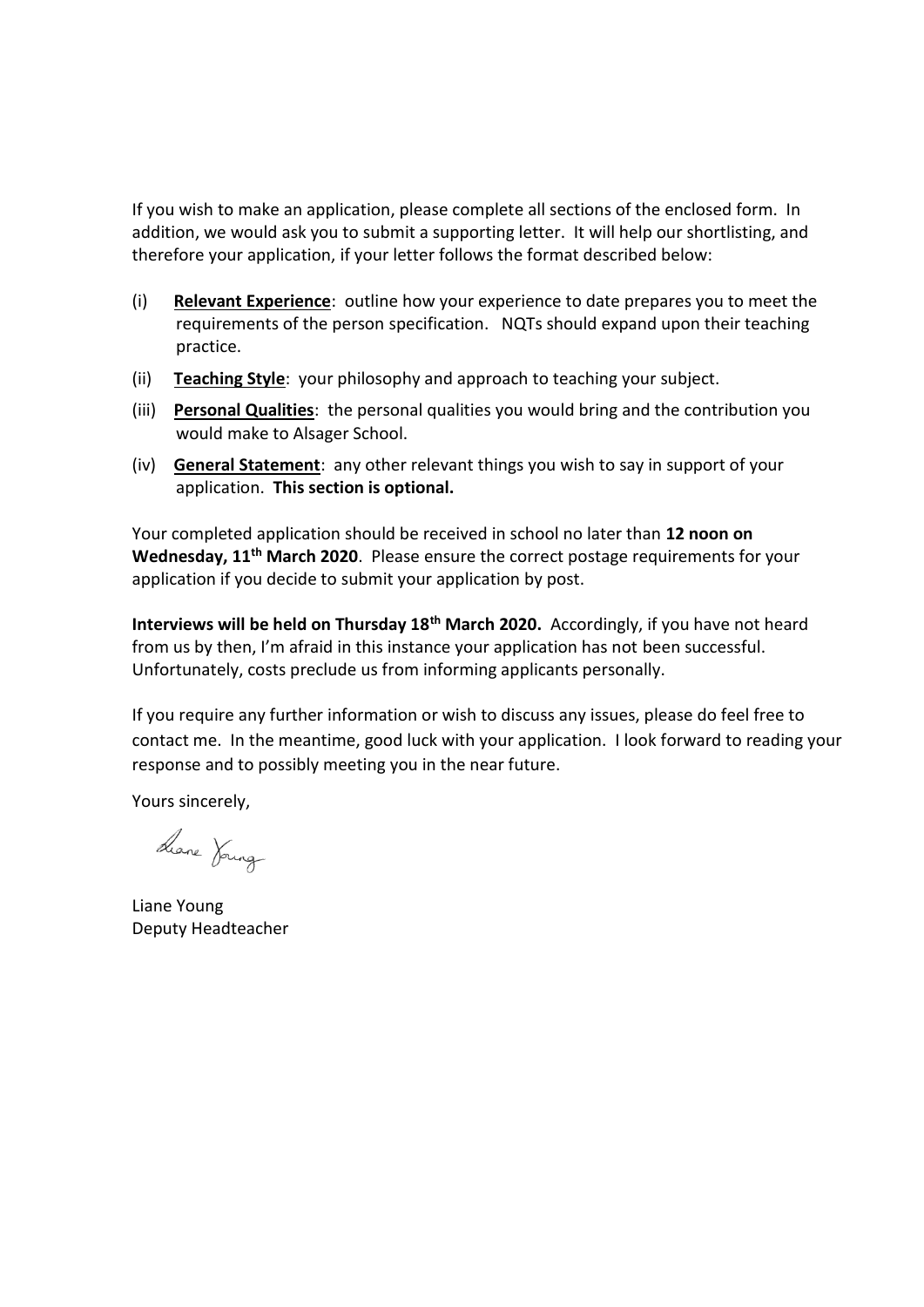If you wish to make an application, please complete all sections of the enclosed form. In addition, we would ask you to submit a supporting letter. It will help our shortlisting, and therefore your application, if your letter follows the format described below:

(i) **Relevant Experience**: outline how your experience to date prepares you to meet the requirements of the person specification. NQTs should expand upon their teaching practice.

(ii) **Teaching Style**: your philosophy and approach to teaching your subject.

(iii) **Personal Qualities**: the personal qualities you would bring and the contribution you would make to Alsager School.

(iv) **General Statement**: any other relevant things you wish to say in support of your application. **This section is optional.**

Your completed application should be received in school no later than **12 noon on Wednesday, 11th March 2020**. Please ensure the correct postage requirements for your application if you decide to submit your application by post.

**Interviews will be held on Thursday 18th March 2020.** Accordingly, if you have not heard from us by then, I'm afraid in this instance your application has not been successful. Unfortunately, costs preclude us from informing applicants personally.

If you require any further information or wish to discuss any issues, please do feel free to contact me. In the meantime, good luck with your application. I look forward to reading your response and to possibly meeting you in the near future.

Yours sincerely,

Liane Young

Liane Young
Deputy Headteacher